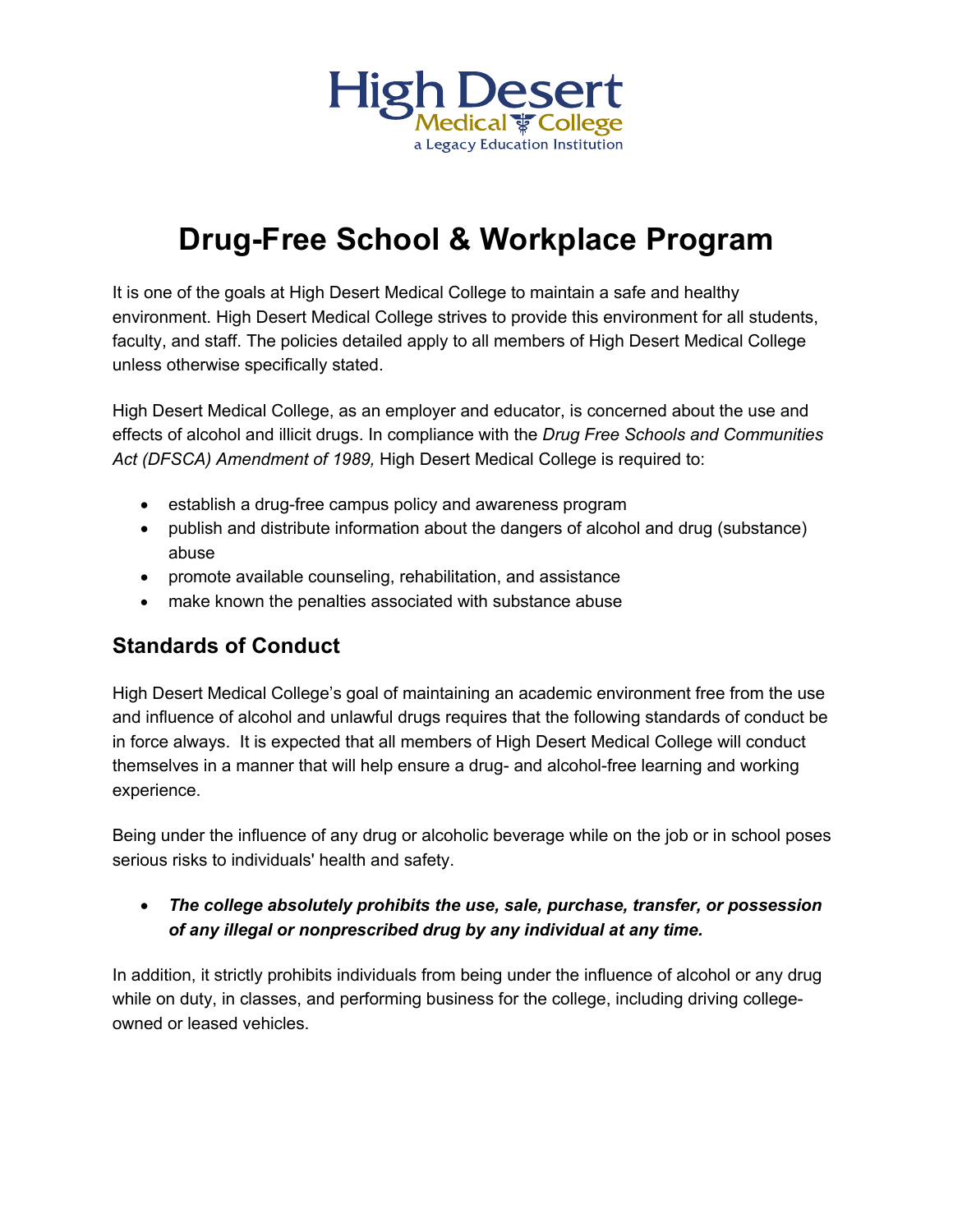High Desert Medical College
a Legacy Education Institution

# Drug-Free School & Workplace Program

It is one of the goals at High Desert Medical College to maintain a safe and healthy environment. High Desert Medical College strives to provide this environment for all students, faculty, and staff. The policies detailed apply to all members of High Desert Medical College unless otherwise specifically stated.

High Desert Medical College, as an employer and educator, is concerned about the use and effects of alcohol and illicit drugs. In compliance with the *Drug Free Schools and Communities Act (DFSCA) Amendment of 1989,* High Desert Medical College is required to:

- establish a drug-free campus policy and awareness program
- publish and distribute information about the dangers of alcohol and drug (substance) abuse
- promote available counseling, rehabilitation, and assistance
- make known the penalties associated with substance abuse

## Standards of Conduct

High Desert Medical College's goal of maintaining an academic environment free from the use and influence of alcohol and unlawful drugs requires that the following standards of conduct be in force always. It is expected that all members of High Desert Medical College will conduct themselves in a manner that will help ensure a drug- and alcohol-free learning and working experience.

Being under the influence of any drug or alcoholic beverage while on the job or in school poses serious risks to individuals' health and safety.

- ***The college absolutely prohibits the use, sale, purchase, transfer, or possession of any illegal or nonprescribed drug by any individual at any time.***

In addition, it strictly prohibits individuals from being under the influence of alcohol or any drug while on duty, in classes, and performing business for the college, including driving college-owned or leased vehicles.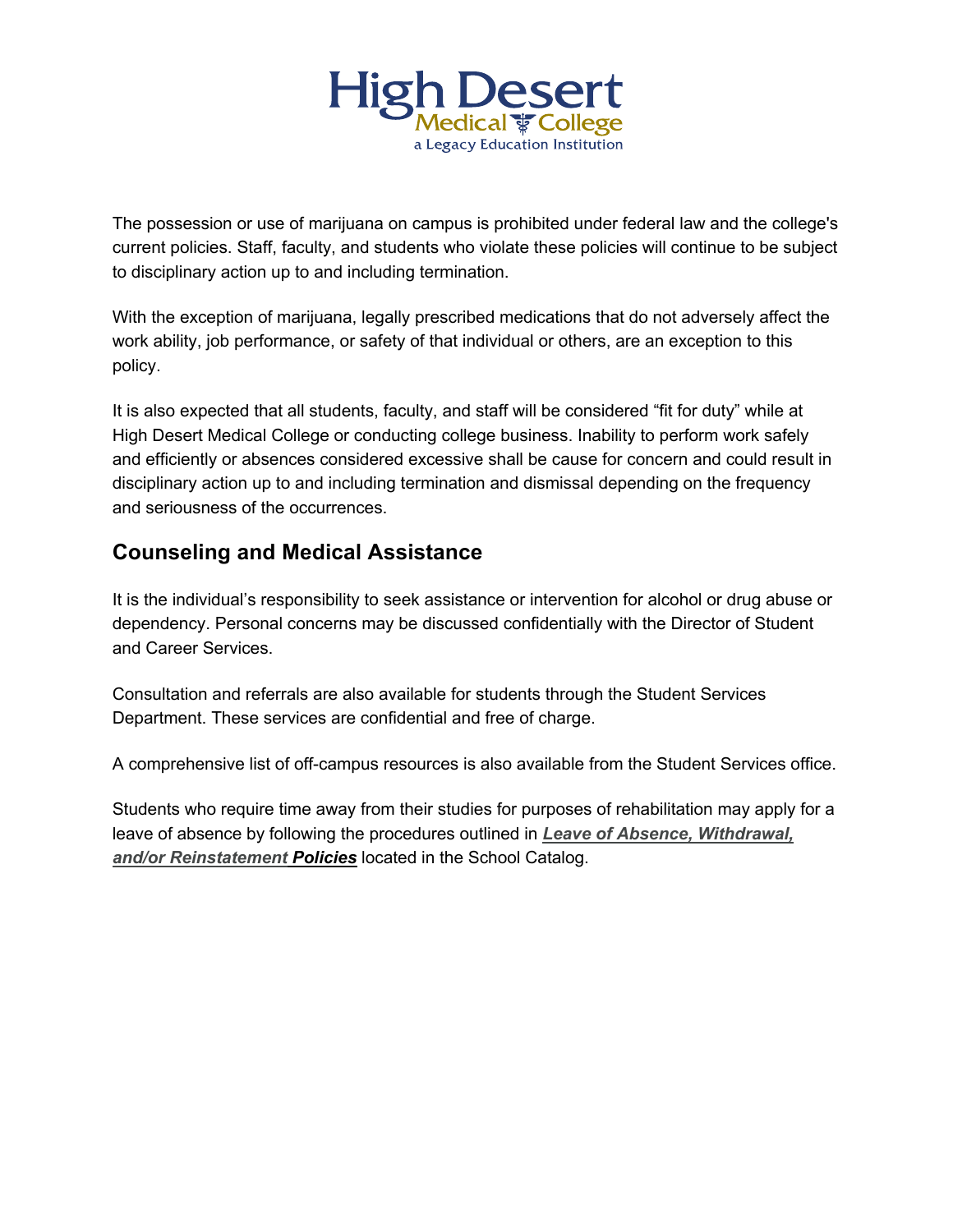The possession or use of marijuana on campus is prohibited under federal law and the college's current policies. Staff, faculty, and students who violate these policies will continue to be subject to disciplinary action up to and including termination.

With the exception of marijuana, legally prescribed medications that do not adversely affect the work ability, job performance, or safety of that individual or others, are an exception to this policy.

It is also expected that all students, faculty, and staff will be considered “fit for duty” while at High Desert Medical College or conducting college business. Inability to perform work safely and efficiently or absences considered excessive shall be cause for concern and could result in disciplinary action up to and including termination and dismissal depending on the frequency and seriousness of the occurrences.

## Counseling and Medical Assistance

It is the individual’s responsibility to seek assistance or intervention for alcohol or drug abuse or dependency. Personal concerns may be discussed confidentially with the Director of Student and Career Services.

Consultation and referrals are also available for students through the Student Services Department. These services are confidential and free of charge.

A comprehensive list of off-campus resources is also available from the Student Services office.

Students who require time away from their studies for purposes of rehabilitation may apply for a leave of absence by following the procedures outlined in ***Leave of Absence, Withdrawal, and/or Reinstatement Policies*** located in the School Catalog.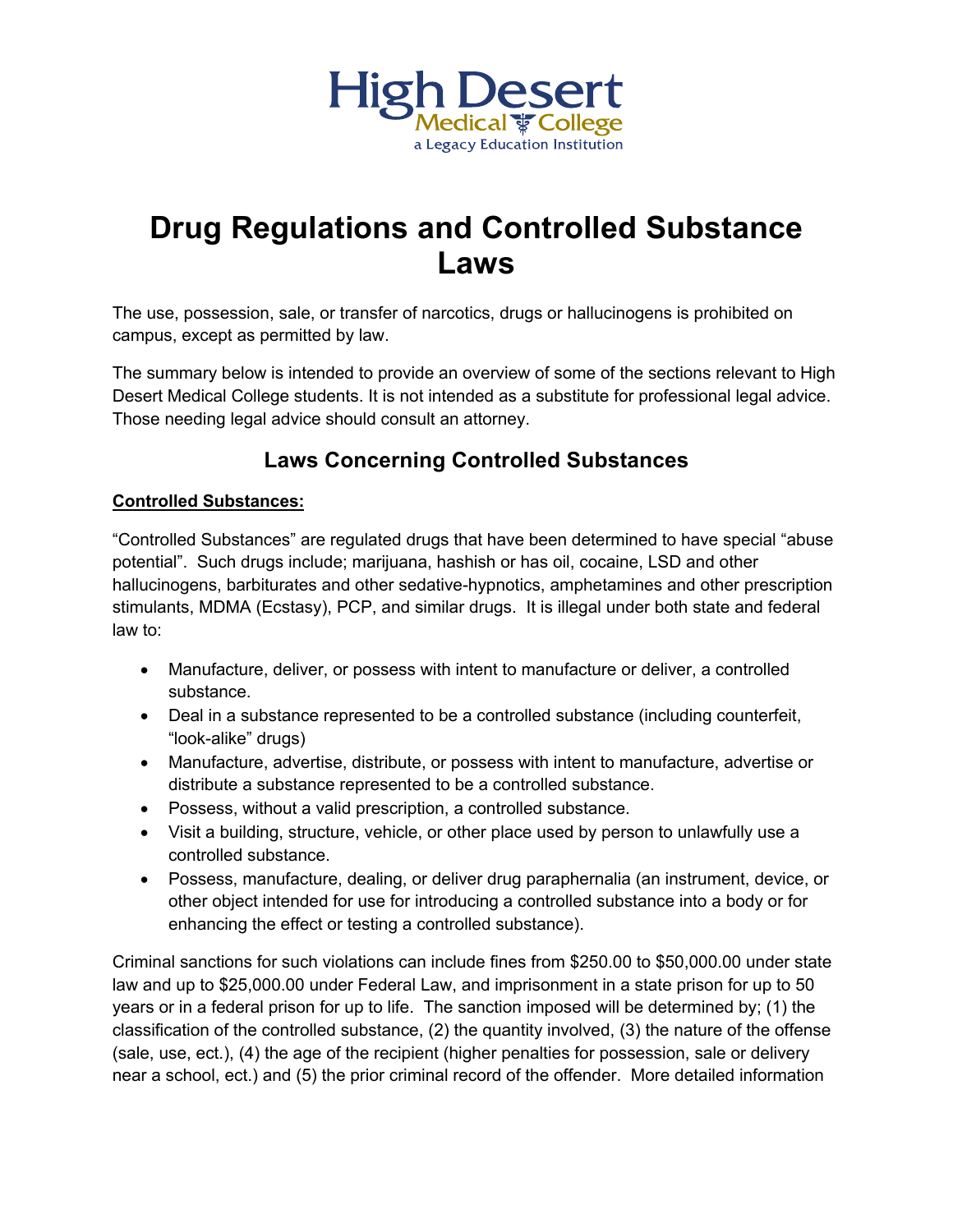# Drug Regulations and Controlled Substance Laws

The use, possession, sale, or transfer of narcotics, drugs or hallucinogens is prohibited on campus, except as permitted by law.

The summary below is intended to provide an overview of some of the sections relevant to High Desert Medical College students. It is not intended as a substitute for professional legal advice. Those needing legal advice should consult an attorney.

## Laws Concerning Controlled Substances

**Controlled Substances:**

"Controlled Substances" are regulated drugs that have been determined to have special "abuse potential". Such drugs include; marijuana, hashish or has oil, cocaine, LSD and other hallucinogens, barbiturates and other sedative-hypnotics, amphetamines and other prescription stimulants, MDMA (Ecstasy), PCP, and similar drugs. It is illegal under both state and federal law to:

- Manufacture, deliver, or possess with intent to manufacture or deliver, a controlled substance.
- Deal in a substance represented to be a controlled substance (including counterfeit, "look-alike" drugs)
- Manufacture, advertise, distribute, or possess with intent to manufacture, advertise or distribute a substance represented to be a controlled substance.
- Possess, without a valid prescription, a controlled substance.
- Visit a building, structure, vehicle, or other place used by person to unlawfully use a controlled substance.
- Possess, manufacture, dealing, or deliver drug paraphernalia (an instrument, device, or other object intended for use for introducing a controlled substance into a body or for enhancing the effect or testing a controlled substance).

Criminal sanctions for such violations can include fines from $250.00 to $50,000.00 under state law and up to $25,000.00 under Federal Law, and imprisonment in a state prison for up to 50 years or in a federal prison for up to life. The sanction imposed will be determined by; (1) the classification of the controlled substance, (2) the quantity involved, (3) the nature of the offense (sale, use, ect.), (4) the age of the recipient (higher penalties for possession, sale or delivery near a school, ect.) and (5) the prior criminal record of the offender. More detailed information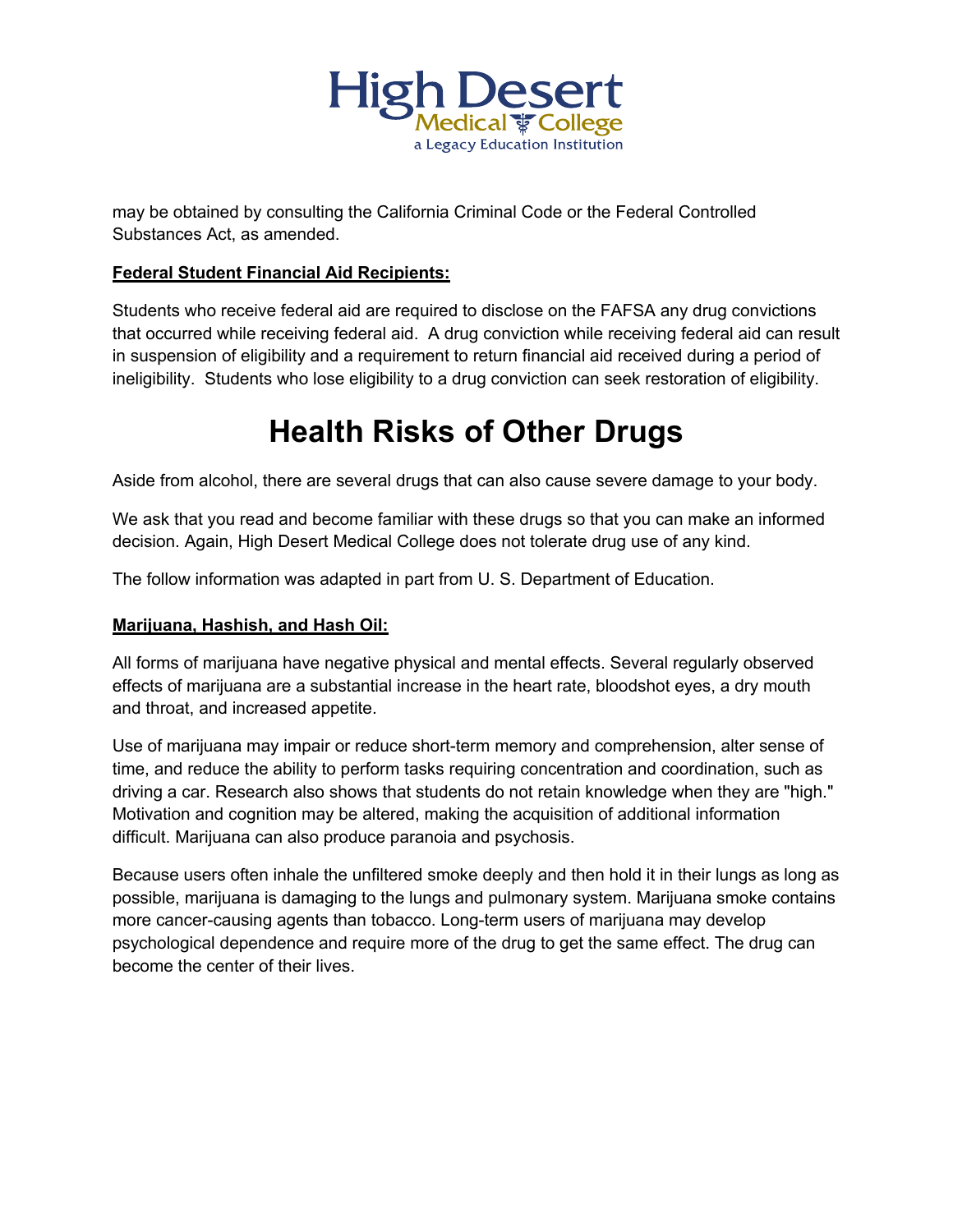may be obtained by consulting the California Criminal Code or the Federal Controlled Substances Act, as amended.

**Federal Student Financial Aid Recipients:**

Students who receive federal aid are required to disclose on the FAFSA any drug convictions that occurred while receiving federal aid. A drug conviction while receiving federal aid can result in suspension of eligibility and a requirement to return financial aid received during a period of ineligibility. Students who lose eligibility to a drug conviction can seek restoration of eligibility.

# Health Risks of Other Drugs

Aside from alcohol, there are several drugs that can also cause severe damage to your body.

We ask that you read and become familiar with these drugs so that you can make an informed decision. Again, High Desert Medical College does not tolerate drug use of any kind.

The follow information was adapted in part from U. S. Department of Education.

**Marijuana, Hashish, and Hash Oil:**

All forms of marijuana have negative physical and mental effects. Several regularly observed effects of marijuana are a substantial increase in the heart rate, bloodshot eyes, a dry mouth and throat, and increased appetite.

Use of marijuana may impair or reduce short-term memory and comprehension, alter sense of time, and reduce the ability to perform tasks requiring concentration and coordination, such as driving a car. Research also shows that students do not retain knowledge when they are "high." Motivation and cognition may be altered, making the acquisition of additional information difficult. Marijuana can also produce paranoia and psychosis.

Because users often inhale the unfiltered smoke deeply and then hold it in their lungs as long as possible, marijuana is damaging to the lungs and pulmonary system. Marijuana smoke contains more cancer-causing agents than tobacco. Long-term users of marijuana may develop psychological dependence and require more of the drug to get the same effect. The drug can become the center of their lives.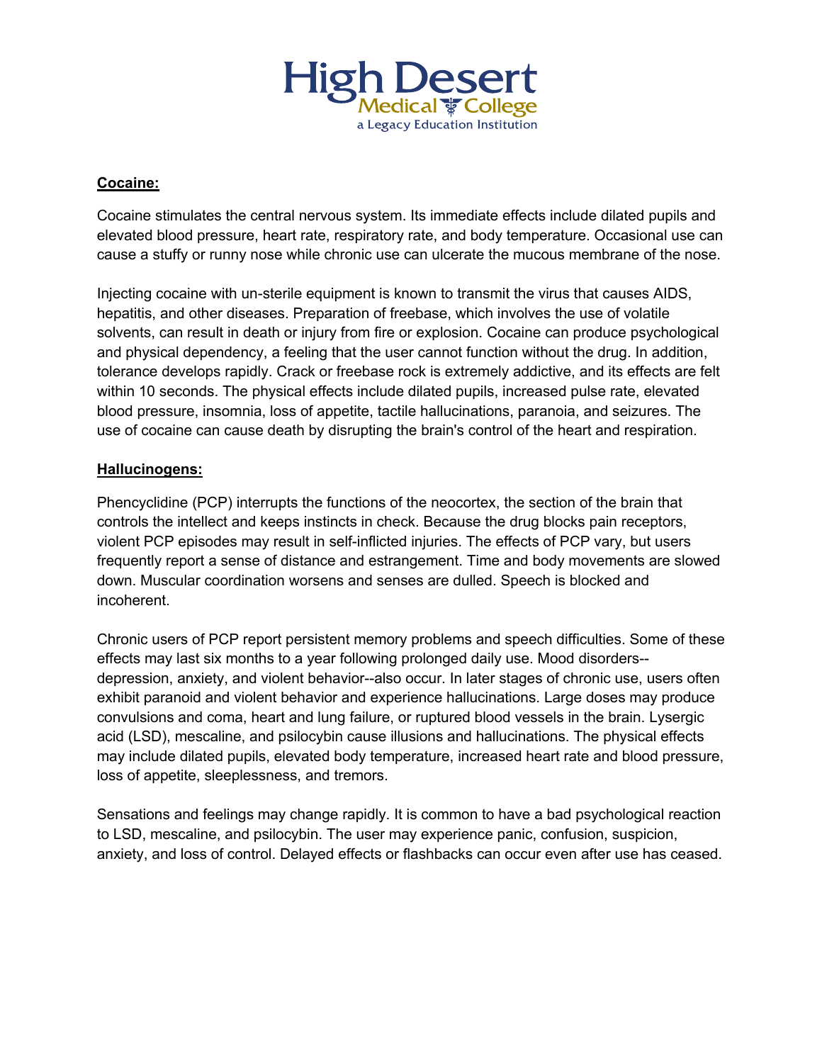**Cocaine:**

Cocaine stimulates the central nervous system. Its immediate effects include dilated pupils and elevated blood pressure, heart rate, respiratory rate, and body temperature. Occasional use can cause a stuffy or runny nose while chronic use can ulcerate the mucous membrane of the nose.

Injecting cocaine with un-sterile equipment is known to transmit the virus that causes AIDS, hepatitis, and other diseases. Preparation of freebase, which involves the use of volatile solvents, can result in death or injury from fire or explosion. Cocaine can produce psychological and physical dependency, a feeling that the user cannot function without the drug. In addition, tolerance develops rapidly. Crack or freebase rock is extremely addictive, and its effects are felt within 10 seconds. The physical effects include dilated pupils, increased pulse rate, elevated blood pressure, insomnia, loss of appetite, tactile hallucinations, paranoia, and seizures. The use of cocaine can cause death by disrupting the brain's control of the heart and respiration.

**Hallucinogens:**

Phencyclidine (PCP) interrupts the functions of the neocortex, the section of the brain that controls the intellect and keeps instincts in check. Because the drug blocks pain receptors, violent PCP episodes may result in self-inflicted injuries. The effects of PCP vary, but users frequently report a sense of distance and estrangement. Time and body movements are slowed down. Muscular coordination worsens and senses are dulled. Speech is blocked and incoherent.

Chronic users of PCP report persistent memory problems and speech difficulties. Some of these effects may last six months to a year following prolonged daily use. Mood disorders--depression, anxiety, and violent behavior--also occur. In later stages of chronic use, users often exhibit paranoid and violent behavior and experience hallucinations. Large doses may produce convulsions and coma, heart and lung failure, or ruptured blood vessels in the brain. Lysergic acid (LSD), mescaline, and psilocybin cause illusions and hallucinations. The physical effects may include dilated pupils, elevated body temperature, increased heart rate and blood pressure, loss of appetite, sleeplessness, and tremors.

Sensations and feelings may change rapidly. It is common to have a bad psychological reaction to LSD, mescaline, and psilocybin. The user may experience panic, confusion, suspicion, anxiety, and loss of control. Delayed effects or flashbacks can occur even after use has ceased.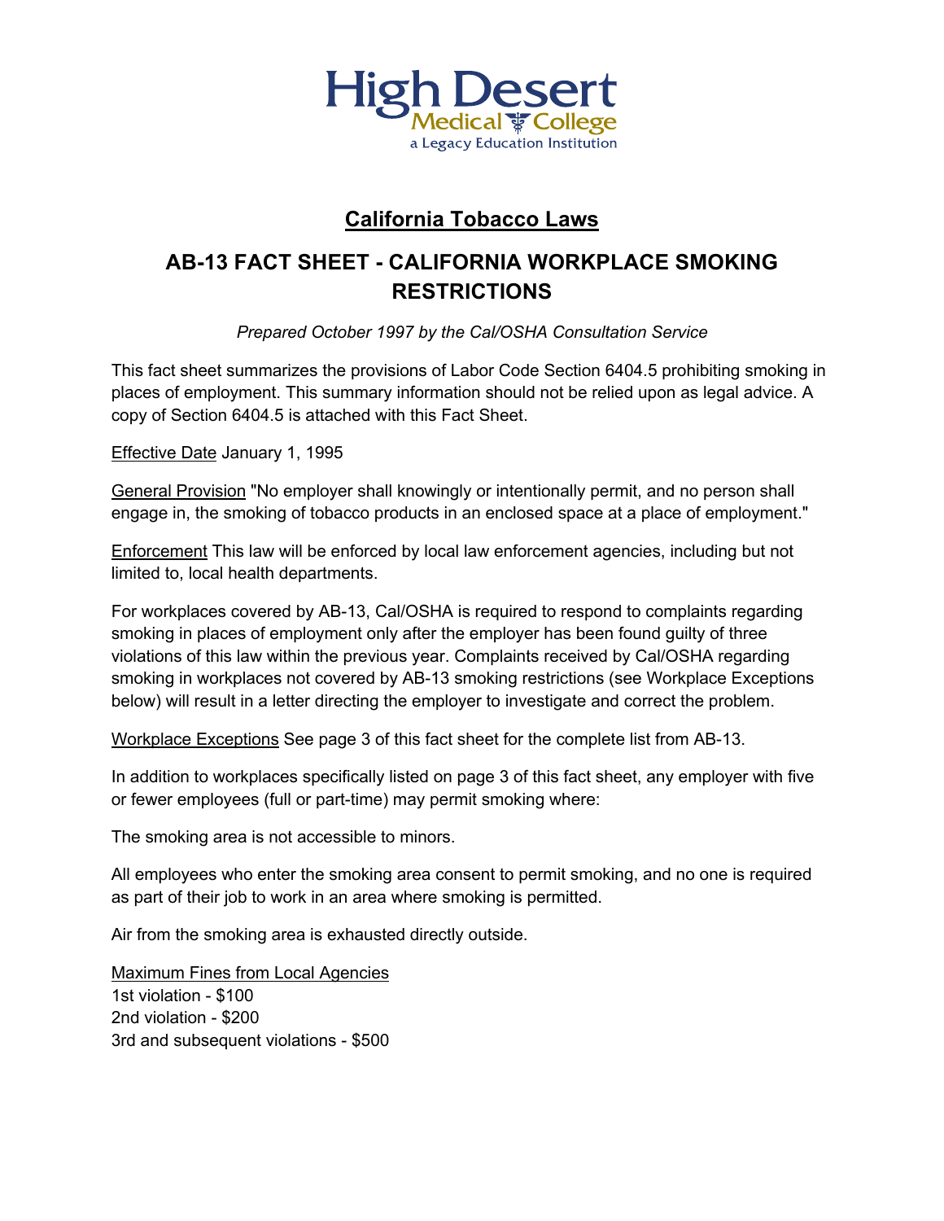High Desert Medical College
a Legacy Education Institution

# California Tobacco Laws

## AB-13 FACT SHEET - CALIFORNIA WORKPLACE SMOKING RESTRICTIONS

*Prepared October 1997 by the Cal/OSHA Consultation Service*

This fact sheet summarizes the provisions of Labor Code Section 6404.5 prohibiting smoking in places of employment. This summary information should not be relied upon as legal advice. A copy of Section 6404.5 is attached with this Fact Sheet.

Effective Date January 1, 1995

General Provision "No employer shall knowingly or intentionally permit, and no person shall engage in, the smoking of tobacco products in an enclosed space at a place of employment."

Enforcement This law will be enforced by local law enforcement agencies, including but not limited to, local health departments.

For workplaces covered by AB-13, Cal/OSHA is required to respond to complaints regarding smoking in places of employment only after the employer has been found guilty of three violations of this law within the previous year. Complaints received by Cal/OSHA regarding smoking in workplaces not covered by AB-13 smoking restrictions (see Workplace Exceptions below) will result in a letter directing the employer to investigate and correct the problem.

Workplace Exceptions See page 3 of this fact sheet for the complete list from AB-13.

In addition to workplaces specifically listed on page 3 of this fact sheet, any employer with five or fewer employees (full or part-time) may permit smoking where:

The smoking area is not accessible to minors.

All employees who enter the smoking area consent to permit smoking, and no one is required as part of their job to work in an area where smoking is permitted.

Air from the smoking area is exhausted directly outside.

Maximum Fines from Local Agencies
1st violation - $100
2nd violation - $200
3rd and subsequent violations - $500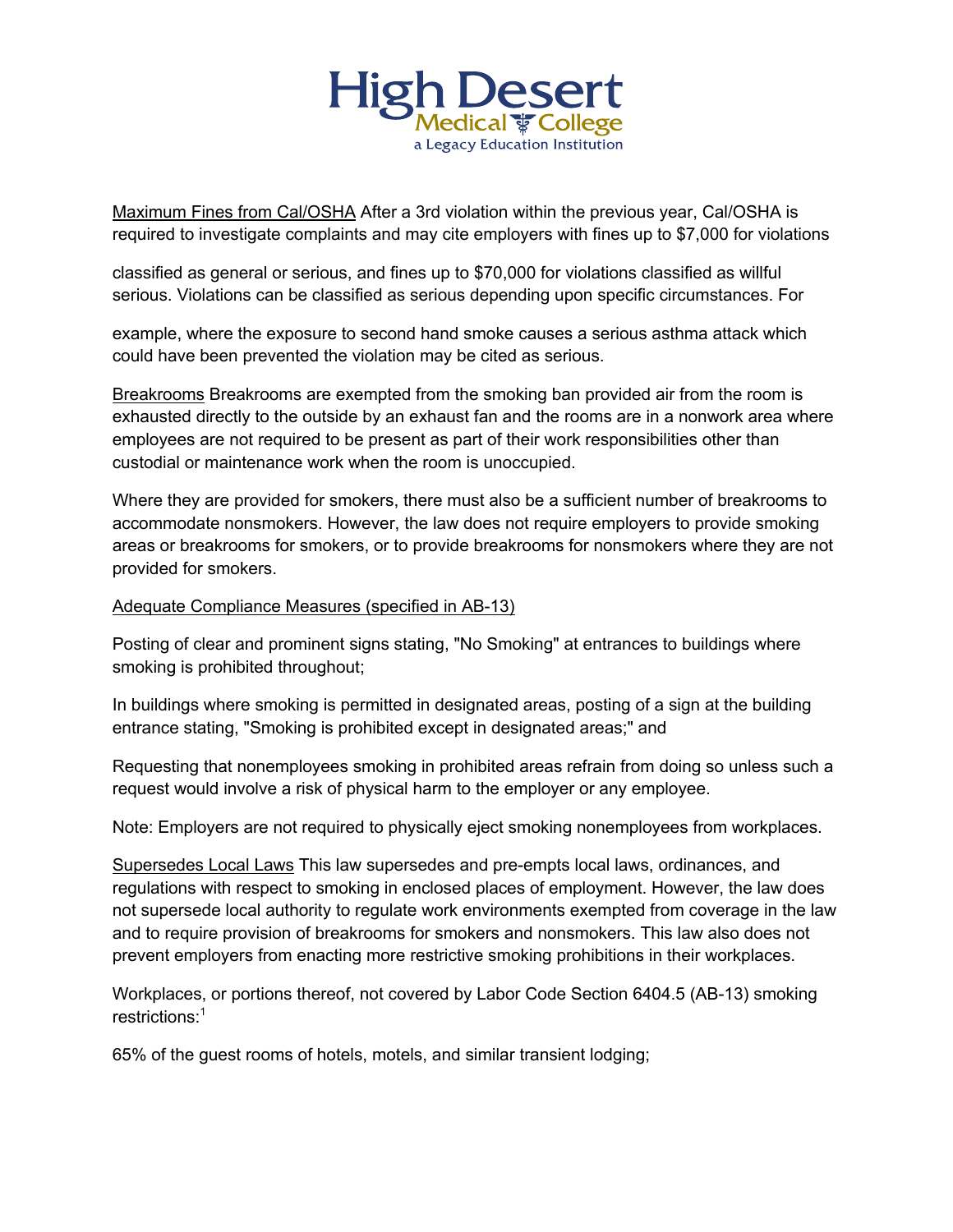Maximum Fines from Cal/OSHA After a 3rd violation within the previous year, Cal/OSHA is required to investigate complaints and may cite employers with fines up to $7,000 for violations classified as general or serious, and fines up to $70,000 for violations classified as willful serious. Violations can be classified as serious depending upon specific circumstances. For example, where the exposure to second hand smoke causes a serious asthma attack which could have been prevented the violation may be cited as serious.

Breakrooms Breakrooms are exempted from the smoking ban provided air from the room is exhausted directly to the outside by an exhaust fan and the rooms are in a nonwork area where employees are not required to be present as part of their work responsibilities other than custodial or maintenance work when the room is unoccupied.

Where they are provided for smokers, there must also be a sufficient number of breakrooms to accommodate nonsmokers. However, the law does not require employers to provide smoking areas or breakrooms for smokers, or to provide breakrooms for nonsmokers where they are not provided for smokers.

Adequate Compliance Measures (specified in AB-13)

Posting of clear and prominent signs stating, "No Smoking" at entrances to buildings where smoking is prohibited throughout;

In buildings where smoking is permitted in designated areas, posting of a sign at the building entrance stating, "Smoking is prohibited except in designated areas;" and

Requesting that nonemployees smoking in prohibited areas refrain from doing so unless such a request would involve a risk of physical harm to the employer or any employee.

Note: Employers are not required to physically eject smoking nonemployees from workplaces.

Supersedes Local Laws This law supersedes and pre-empts local laws, ordinances, and regulations with respect to smoking in enclosed places of employment. However, the law does not supersede local authority to regulate work environments exempted from coverage in the law and to require provision of breakrooms for smokers and nonsmokers. This law also does not prevent employers from enacting more restrictive smoking prohibitions in their workplaces.

Workplaces, or portions thereof, not covered by Labor Code Section 6404.5 (AB-13) smoking restrictions:[1]

65% of the guest rooms of hotels, motels, and similar transient lodging;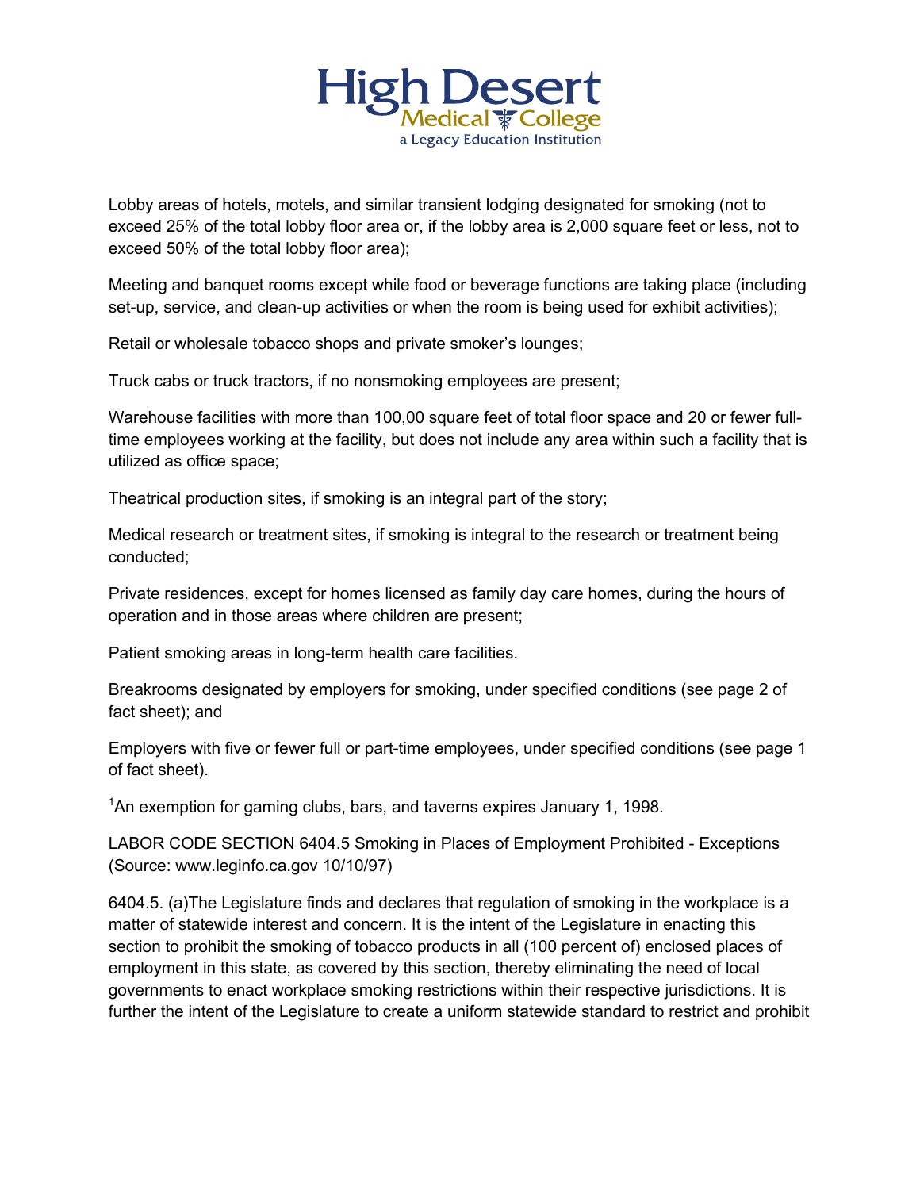Lobby areas of hotels, motels, and similar transient lodging designated for smoking (not to exceed 25% of the total lobby floor area or, if the lobby area is 2,000 square feet or less, not to exceed 50% of the total lobby floor area);

Meeting and banquet rooms except while food or beverage functions are taking place (including set-up, service, and clean-up activities or when the room is being used for exhibit activities);

Retail or wholesale tobacco shops and private smoker's lounges;

Truck cabs or truck tractors, if no nonsmoking employees are present;

Warehouse facilities with more than 100,00 square feet of total floor space and 20 or fewer full-time employees working at the facility, but does not include any area within such a facility that is utilized as office space;

Theatrical production sites, if smoking is an integral part of the story;

Medical research or treatment sites, if smoking is integral to the research or treatment being conducted;

Private residences, except for homes licensed as family day care homes, during the hours of operation and in those areas where children are present;

Patient smoking areas in long-term health care facilities.

Breakrooms designated by employers for smoking, under specified conditions (see page 2 of fact sheet); and

Employers with five or fewer full or part-time employees, under specified conditions (see page 1 of fact sheet).

[1]An exemption for gaming clubs, bars, and taverns expires January 1, 1998.

LABOR CODE SECTION 6404.5 Smoking in Places of Employment Prohibited - Exceptions (Source: www.leginfo.ca.gov 10/10/97)

6404.5. (a)The Legislature finds and declares that regulation of smoking in the workplace is a matter of statewide interest and concern. It is the intent of the Legislature in enacting this section to prohibit the smoking of tobacco products in all (100 percent of) enclosed places of employment in this state, as covered by this section, thereby eliminating the need of local governments to enact workplace smoking restrictions within their respective jurisdictions. It is further the intent of the Legislature to create a uniform statewide standard to restrict and prohibit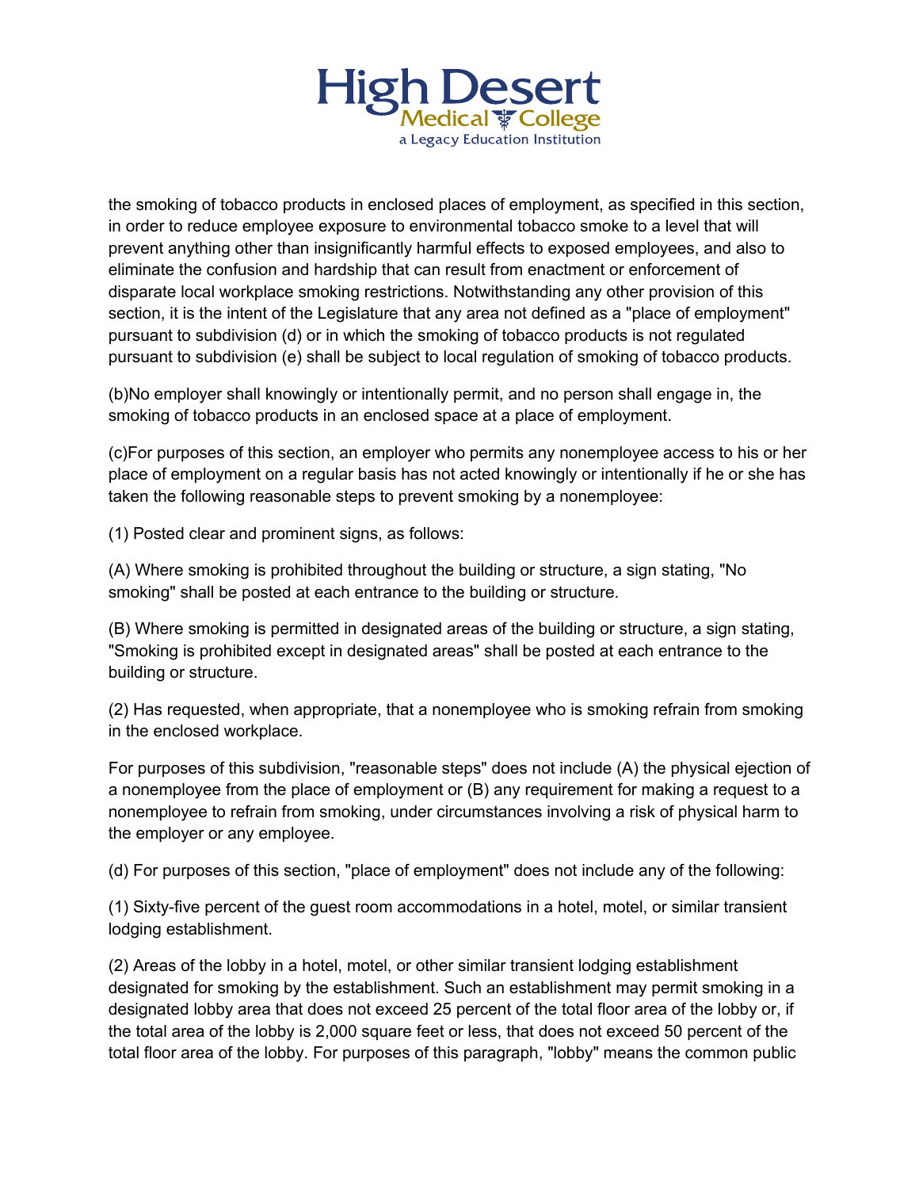the smoking of tobacco products in enclosed places of employment, as specified in this section, in order to reduce employee exposure to environmental tobacco smoke to a level that will prevent anything other than insignificantly harmful effects to exposed employees, and also to eliminate the confusion and hardship that can result from enactment or enforcement of disparate local workplace smoking restrictions. Notwithstanding any other provision of this section, it is the intent of the Legislature that any area not defined as a "place of employment" pursuant to subdivision (d) or in which the smoking of tobacco products is not regulated pursuant to subdivision (e) shall be subject to local regulation of smoking of tobacco products.

(b)No employer shall knowingly or intentionally permit, and no person shall engage in, the smoking of tobacco products in an enclosed space at a place of employment.

(c)For purposes of this section, an employer who permits any nonemployee access to his or her place of employment on a regular basis has not acted knowingly or intentionally if he or she has taken the following reasonable steps to prevent smoking by a nonemployee:

(1) Posted clear and prominent signs, as follows:

(A) Where smoking is prohibited throughout the building or structure, a sign stating, "No smoking" shall be posted at each entrance to the building or structure.

(B) Where smoking is permitted in designated areas of the building or structure, a sign stating, "Smoking is prohibited except in designated areas" shall be posted at each entrance to the building or structure.

(2) Has requested, when appropriate, that a nonemployee who is smoking refrain from smoking in the enclosed workplace.

For purposes of this subdivision, "reasonable steps" does not include (A) the physical ejection of a nonemployee from the place of employment or (B) any requirement for making a request to a nonemployee to refrain from smoking, under circumstances involving a risk of physical harm to the employer or any employee.

(d) For purposes of this section, "place of employment" does not include any of the following:

(1) Sixty-five percent of the guest room accommodations in a hotel, motel, or similar transient lodging establishment.

(2) Areas of the lobby in a hotel, motel, or other similar transient lodging establishment designated for smoking by the establishment. Such an establishment may permit smoking in a designated lobby area that does not exceed 25 percent of the total floor area of the lobby or, if the total area of the lobby is 2,000 square feet or less, that does not exceed 50 percent of the total floor area of the lobby. For purposes of this paragraph, "lobby" means the common public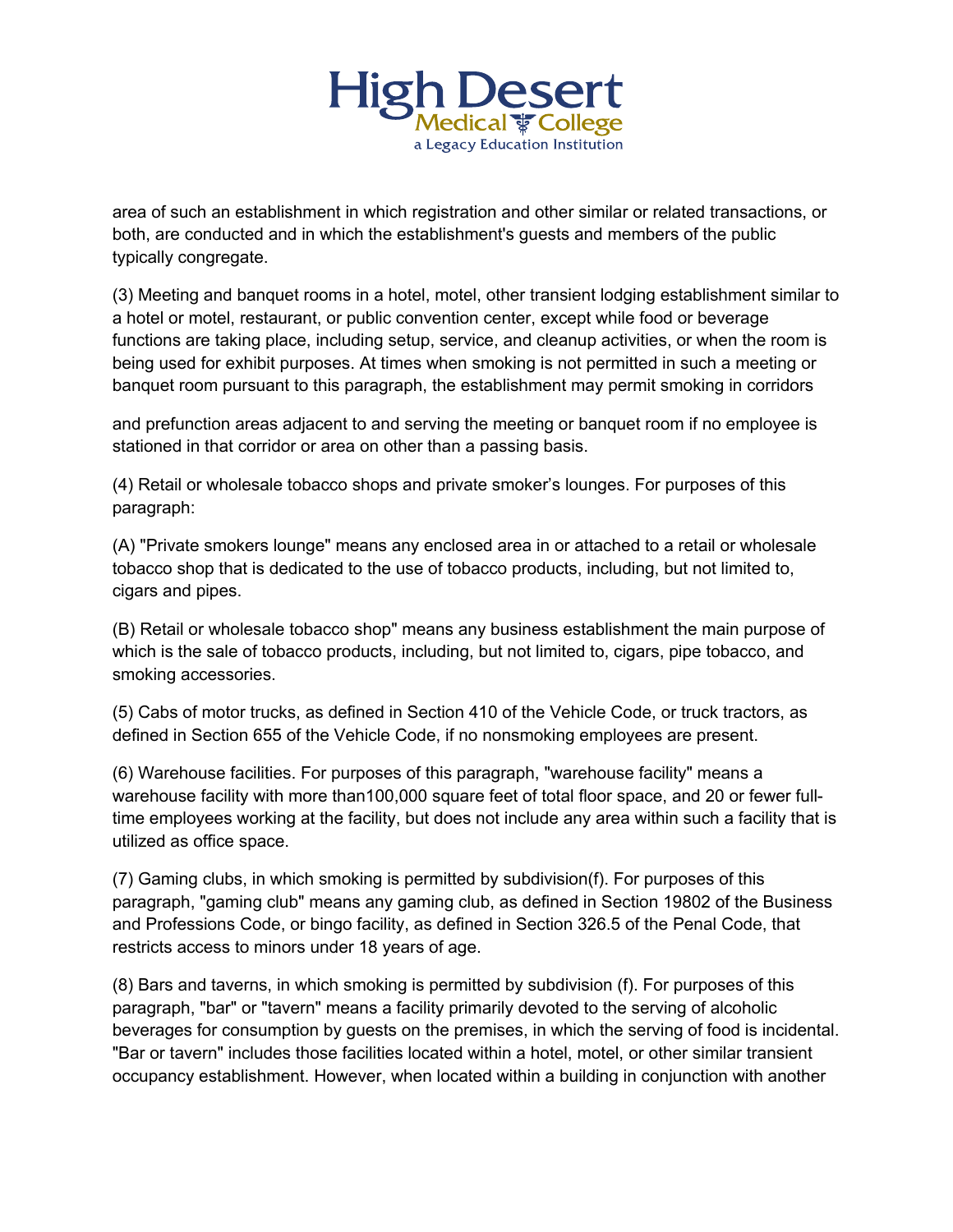area of such an establishment in which registration and other similar or related transactions, or both, are conducted and in which the establishment's guests and members of the public typically congregate.

(3) Meeting and banquet rooms in a hotel, motel, other transient lodging establishment similar to a hotel or motel, restaurant, or public convention center, except while food or beverage functions are taking place, including setup, service, and cleanup activities, or when the room is being used for exhibit purposes. At times when smoking is not permitted in such a meeting or banquet room pursuant to this paragraph, the establishment may permit smoking in corridors

and prefunction areas adjacent to and serving the meeting or banquet room if no employee is stationed in that corridor or area on other than a passing basis.

(4) Retail or wholesale tobacco shops and private smoker's lounges. For purposes of this paragraph:

(A) "Private smokers lounge" means any enclosed area in or attached to a retail or wholesale tobacco shop that is dedicated to the use of tobacco products, including, but not limited to, cigars and pipes.

(B) Retail or wholesale tobacco shop" means any business establishment the main purpose of which is the sale of tobacco products, including, but not limited to, cigars, pipe tobacco, and smoking accessories.

(5) Cabs of motor trucks, as defined in Section 410 of the Vehicle Code, or truck tractors, as defined in Section 655 of the Vehicle Code, if no nonsmoking employees are present.

(6) Warehouse facilities. For purposes of this paragraph, "warehouse facility" means a warehouse facility with more than100,000 square feet of total floor space, and 20 or fewer full-time employees working at the facility, but does not include any area within such a facility that is utilized as office space.

(7) Gaming clubs, in which smoking is permitted by subdivision(f). For purposes of this paragraph, "gaming club" means any gaming club, as defined in Section 19802 of the Business and Professions Code, or bingo facility, as defined in Section 326.5 of the Penal Code, that restricts access to minors under 18 years of age.

(8) Bars and taverns, in which smoking is permitted by subdivision (f). For purposes of this paragraph, "bar" or "tavern" means a facility primarily devoted to the serving of alcoholic beverages for consumption by guests on the premises, in which the serving of food is incidental. "Bar or tavern" includes those facilities located within a hotel, motel, or other similar transient occupancy establishment. However, when located within a building in conjunction with another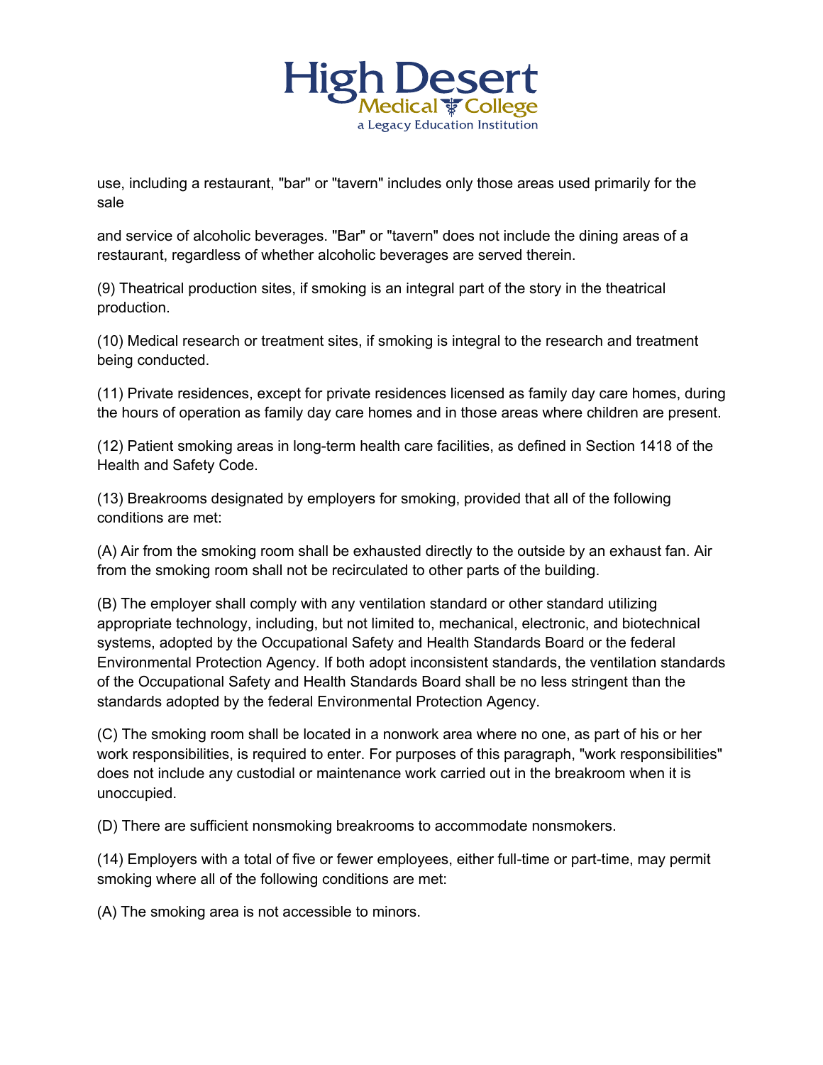use, including a restaurant, "bar" or "tavern" includes only those areas used primarily for the sale

and service of alcoholic beverages. "Bar" or "tavern" does not include the dining areas of a restaurant, regardless of whether alcoholic beverages are served therein.

(9) Theatrical production sites, if smoking is an integral part of the story in the theatrical production.

(10) Medical research or treatment sites, if smoking is integral to the research and treatment being conducted.

(11) Private residences, except for private residences licensed as family day care homes, during the hours of operation as family day care homes and in those areas where children are present.

(12) Patient smoking areas in long-term health care facilities, as defined in Section 1418 of the Health and Safety Code.

(13) Breakrooms designated by employers for smoking, provided that all of the following conditions are met:

(A) Air from the smoking room shall be exhausted directly to the outside by an exhaust fan. Air from the smoking room shall not be recirculated to other parts of the building.

(B) The employer shall comply with any ventilation standard or other standard utilizing appropriate technology, including, but not limited to, mechanical, electronic, and biotechnical systems, adopted by the Occupational Safety and Health Standards Board or the federal Environmental Protection Agency. If both adopt inconsistent standards, the ventilation standards of the Occupational Safety and Health Standards Board shall be no less stringent than the standards adopted by the federal Environmental Protection Agency.

(C) The smoking room shall be located in a nonwork area where no one, as part of his or her work responsibilities, is required to enter. For purposes of this paragraph, "work responsibilities" does not include any custodial or maintenance work carried out in the breakroom when it is unoccupied.

(D) There are sufficient nonsmoking breakrooms to accommodate nonsmokers.

(14) Employers with a total of five or fewer employees, either full-time or part-time, may permit smoking where all of the following conditions are met:

(A) The smoking area is not accessible to minors.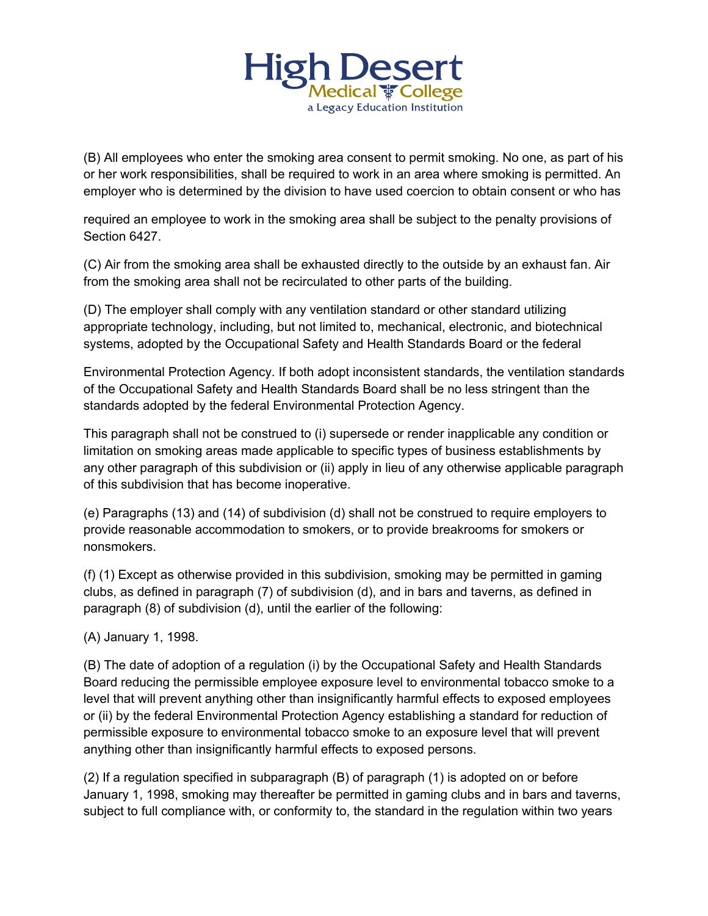(B) All employees who enter the smoking area consent to permit smoking. No one, as part of his or her work responsibilities, shall be required to work in an area where smoking is permitted. An employer who is determined by the division to have used coercion to obtain consent or who has

required an employee to work in the smoking area shall be subject to the penalty provisions of Section 6427.

(C) Air from the smoking area shall be exhausted directly to the outside by an exhaust fan. Air from the smoking area shall not be recirculated to other parts of the building.

(D) The employer shall comply with any ventilation standard or other standard utilizing appropriate technology, including, but not limited to, mechanical, electronic, and biotechnical systems, adopted by the Occupational Safety and Health Standards Board or the federal

Environmental Protection Agency. If both adopt inconsistent standards, the ventilation standards of the Occupational Safety and Health Standards Board shall be no less stringent than the standards adopted by the federal Environmental Protection Agency.

This paragraph shall not be construed to (i) supersede or render inapplicable any condition or limitation on smoking areas made applicable to specific types of business establishments by any other paragraph of this subdivision or (ii) apply in lieu of any otherwise applicable paragraph of this subdivision that has become inoperative.

(e) Paragraphs (13) and (14) of subdivision (d) shall not be construed to require employers to provide reasonable accommodation to smokers, or to provide breakrooms for smokers or nonsmokers.

(f) (1) Except as otherwise provided in this subdivision, smoking may be permitted in gaming clubs, as defined in paragraph (7) of subdivision (d), and in bars and taverns, as defined in paragraph (8) of subdivision (d), until the earlier of the following:

(A) January 1, 1998.

(B) The date of adoption of a regulation (i) by the Occupational Safety and Health Standards Board reducing the permissible employee exposure level to environmental tobacco smoke to a level that will prevent anything other than insignificantly harmful effects to exposed employees or (ii) by the federal Environmental Protection Agency establishing a standard for reduction of permissible exposure to environmental tobacco smoke to an exposure level that will prevent anything other than insignificantly harmful effects to exposed persons.

(2) If a regulation specified in subparagraph (B) of paragraph (1) is adopted on or before January 1, 1998, smoking may thereafter be permitted in gaming clubs and in bars and taverns, subject to full compliance with, or conformity to, the standard in the regulation within two years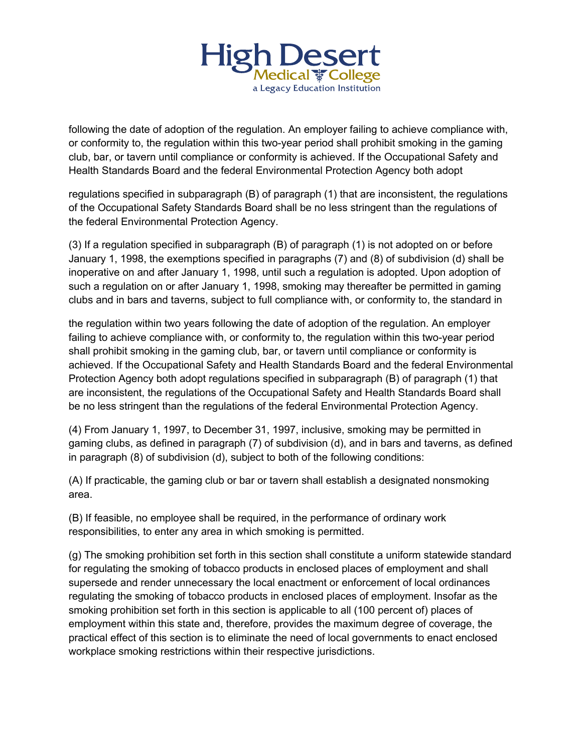following the date of adoption of the regulation. An employer failing to achieve compliance with, or conformity to, the regulation within this two-year period shall prohibit smoking in the gaming club, bar, or tavern until compliance or conformity is achieved. If the Occupational Safety and Health Standards Board and the federal Environmental Protection Agency both adopt

regulations specified in subparagraph (B) of paragraph (1) that are inconsistent, the regulations of the Occupational Safety Standards Board shall be no less stringent than the regulations of the federal Environmental Protection Agency.

(3) If a regulation specified in subparagraph (B) of paragraph (1) is not adopted on or before January 1, 1998, the exemptions specified in paragraphs (7) and (8) of subdivision (d) shall be inoperative on and after January 1, 1998, until such a regulation is adopted. Upon adoption of such a regulation on or after January 1, 1998, smoking may thereafter be permitted in gaming clubs and in bars and taverns, subject to full compliance with, or conformity to, the standard in

the regulation within two years following the date of adoption of the regulation. An employer failing to achieve compliance with, or conformity to, the regulation within this two-year period shall prohibit smoking in the gaming club, bar, or tavern until compliance or conformity is achieved. If the Occupational Safety and Health Standards Board and the federal Environmental Protection Agency both adopt regulations specified in subparagraph (B) of paragraph (1) that are inconsistent, the regulations of the Occupational Safety and Health Standards Board shall be no less stringent than the regulations of the federal Environmental Protection Agency.

(4) From January 1, 1997, to December 31, 1997, inclusive, smoking may be permitted in gaming clubs, as defined in paragraph (7) of subdivision (d), and in bars and taverns, as defined in paragraph (8) of subdivision (d), subject to both of the following conditions:

(A) If practicable, the gaming club or bar or tavern shall establish a designated nonsmoking area.

(B) If feasible, no employee shall be required, in the performance of ordinary work responsibilities, to enter any area in which smoking is permitted.

(g) The smoking prohibition set forth in this section shall constitute a uniform statewide standard for regulating the smoking of tobacco products in enclosed places of employment and shall supersede and render unnecessary the local enactment or enforcement of local ordinances regulating the smoking of tobacco products in enclosed places of employment. Insofar as the smoking prohibition set forth in this section is applicable to all (100 percent of) places of employment within this state and, therefore, provides the maximum degree of coverage, the practical effect of this section is to eliminate the need of local governments to enact enclosed workplace smoking restrictions within their respective jurisdictions.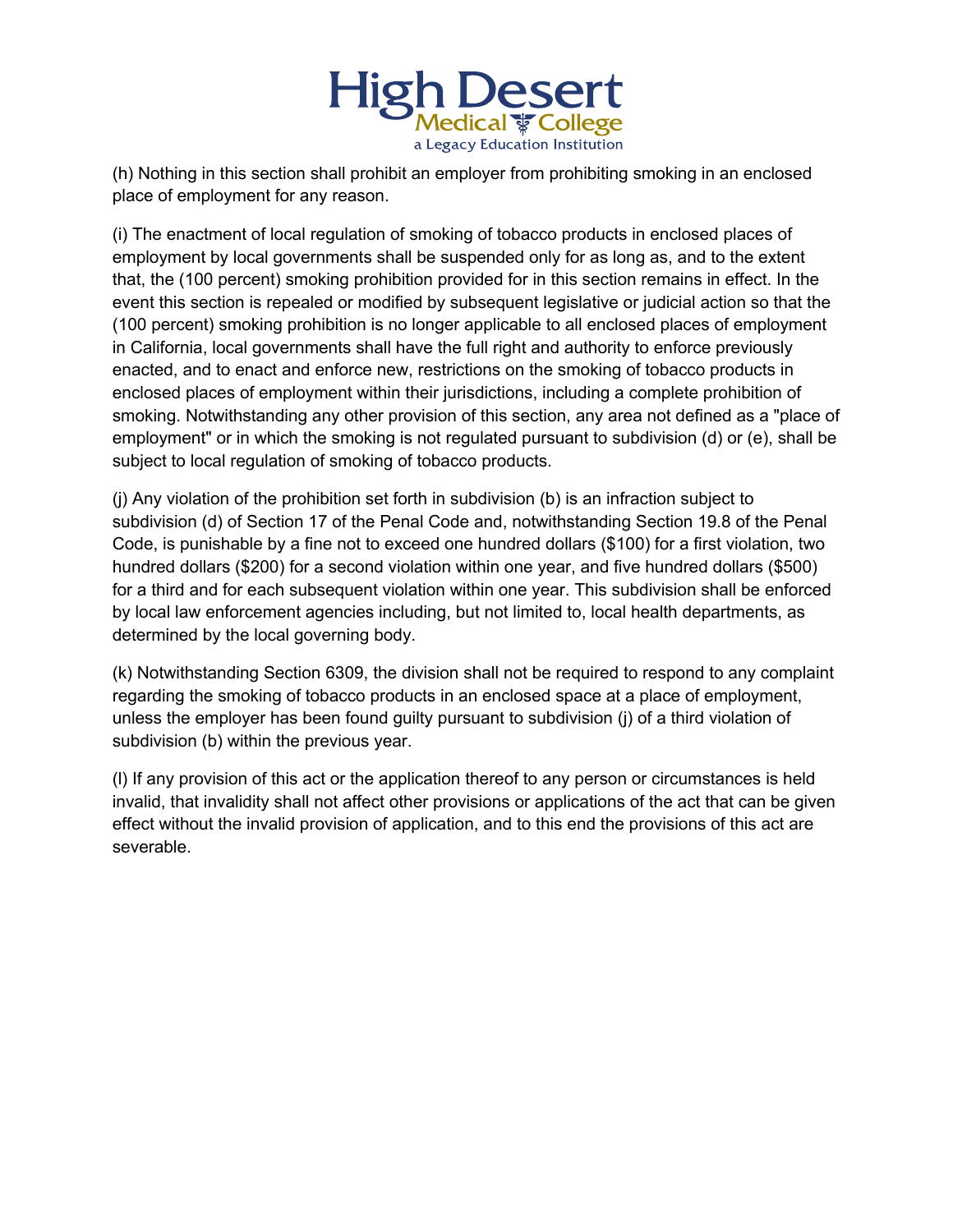(h) Nothing in this section shall prohibit an employer from prohibiting smoking in an enclosed place of employment for any reason.

(i) The enactment of local regulation of smoking of tobacco products in enclosed places of employment by local governments shall be suspended only for as long as, and to the extent that, the (100 percent) smoking prohibition provided for in this section remains in effect. In the event this section is repealed or modified by subsequent legislative or judicial action so that the (100 percent) smoking prohibition is no longer applicable to all enclosed places of employment in California, local governments shall have the full right and authority to enforce previously enacted, and to enact and enforce new, restrictions on the smoking of tobacco products in enclosed places of employment within their jurisdictions, including a complete prohibition of smoking. Notwithstanding any other provision of this section, any area not defined as a "place of employment" or in which the smoking is not regulated pursuant to subdivision (d) or (e), shall be subject to local regulation of smoking of tobacco products.

(j) Any violation of the prohibition set forth in subdivision (b) is an infraction subject to subdivision (d) of Section 17 of the Penal Code and, notwithstanding Section 19.8 of the Penal Code, is punishable by a fine not to exceed one hundred dollars ($100) for a first violation, two hundred dollars ($200) for a second violation within one year, and five hundred dollars ($500) for a third and for each subsequent violation within one year. This subdivision shall be enforced by local law enforcement agencies including, but not limited to, local health departments, as determined by the local governing body.

(k) Notwithstanding Section 6309, the division shall not be required to respond to any complaint regarding the smoking of tobacco products in an enclosed space at a place of employment, unless the employer has been found guilty pursuant to subdivision (j) of a third violation of subdivision (b) within the previous year.

(l) If any provision of this act or the application thereof to any person or circumstances is held invalid, that invalidity shall not affect other provisions or applications of the act that can be given effect without the invalid provision of application, and to this end the provisions of this act are severable.